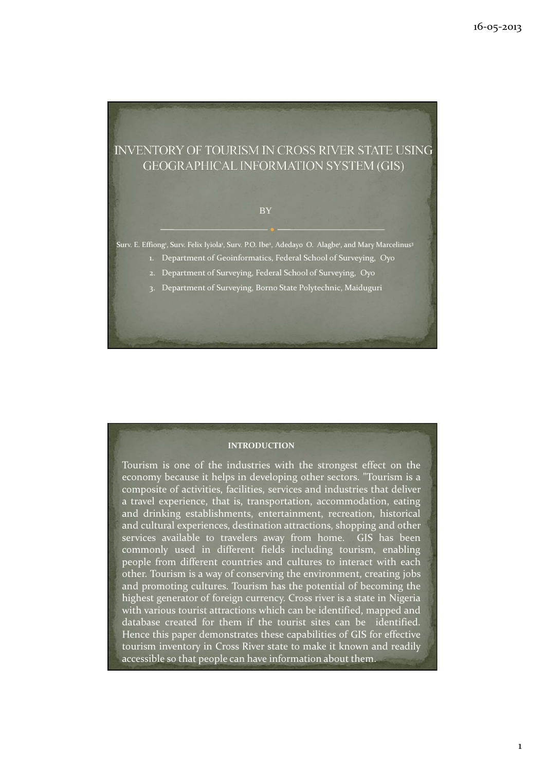# INVENTORY OF TOURISM IN CROSS RIVER STATE USING GEOGRAPHICAL INFORMATION SYSTEM (GIS)

BY

Surv. E. Effiong[1], Surv. Felix Iyiola[1], Surv. P.O. Ibe[2], Adedayo O. Alagbe[1], and Mary Marcelinus[3]

1. Department of Geoinformatics, Federal School of Surveying, Oyo
2. Department of Surveying, Federal School of Surveying, Oyo
3. Department of Surveying, Borno State Polytechnic, Maiduguri

## INTRODUCTION

Tourism is one of the industries with the strongest effect on the economy because it helps in developing other sectors. "Tourism is a composite of activities, facilities, services and industries that deliver a travel experience, that is, transportation, accommodation, eating and drinking establishments, entertainment, recreation, historical and cultural experiences, destination attractions, shopping and other services available to travelers away from home. GIS has been commonly used in different fields including tourism, enabling people from different countries and cultures to interact with each other. Tourism is a way of conserving the environment, creating jobs and promoting cultures. Tourism has the potential of becoming the highest generator of foreign currency. Cross river is a state in Nigeria with various tourist attractions which can be identified, mapped and database created for them if the tourist sites can be identified. Hence this paper demonstrates these capabilities of GIS for effective tourism inventory in Cross River state to make it known and readily accessible so that people can have information about them.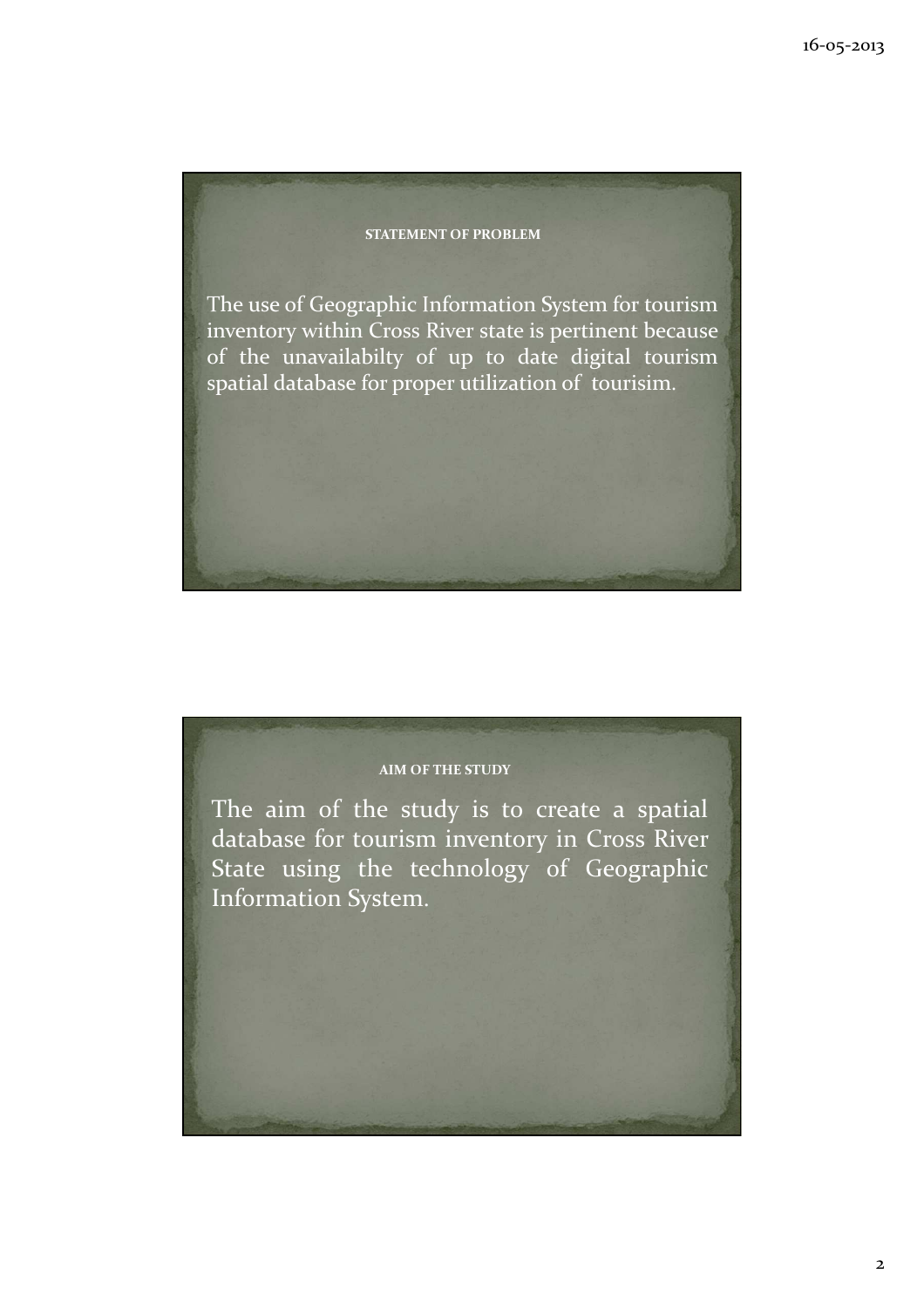## STATEMENT OF PROBLEM

The use of Geographic Information System for tourism inventory within Cross River state is pertinent because of the unavailabilty of up to date digital tourism spatial database for proper utilization of tourisim.

## AIM OF THE STUDY

The aim of the study is to create a spatial database for tourism inventory in Cross River State using the technology of Geographic Information System.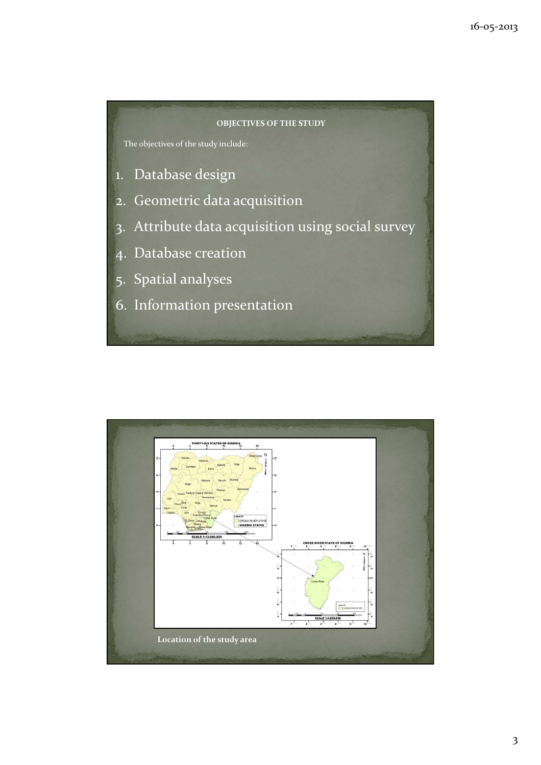## OBJECTIVES OF THE STUDY

The objectives of the study include:

1. Database design
2. Geometric data acquisition
3. Attribute data acquisition using social survey
4. Database creation
5. Spatial analyses
6. Information presentation

Location of the study area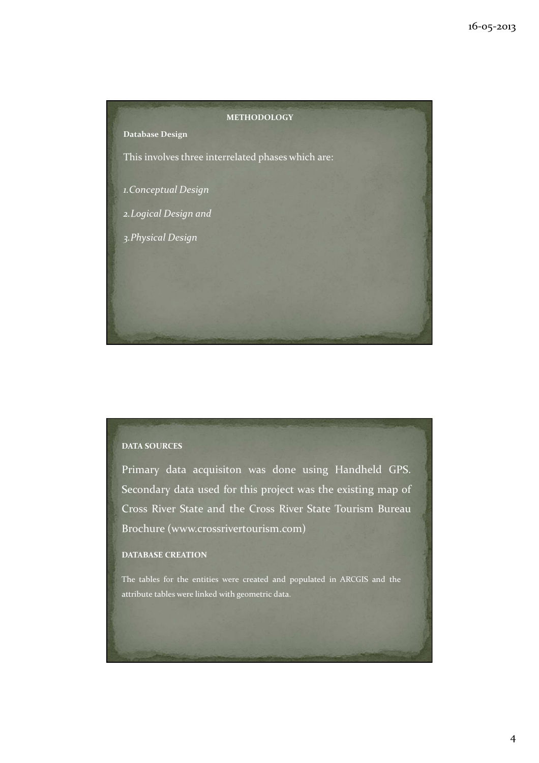## METHODOLOGY

**Database Design**

This involves three interrelated phases which are:

1. *Conceptual Design*
2. *Logical Design and*
3. *Physical Design*

**DATA SOURCES**

Primary data acquisiton was done using Handheld GPS. Secondary data used for this project was the existing map of Cross River State and the Cross River State Tourism Bureau Brochure (www.crossrivertourism.com)

**DATABASE CREATION**

The tables for the entities were created and populated in ARCGIS and the attribute tables were linked with geometric data.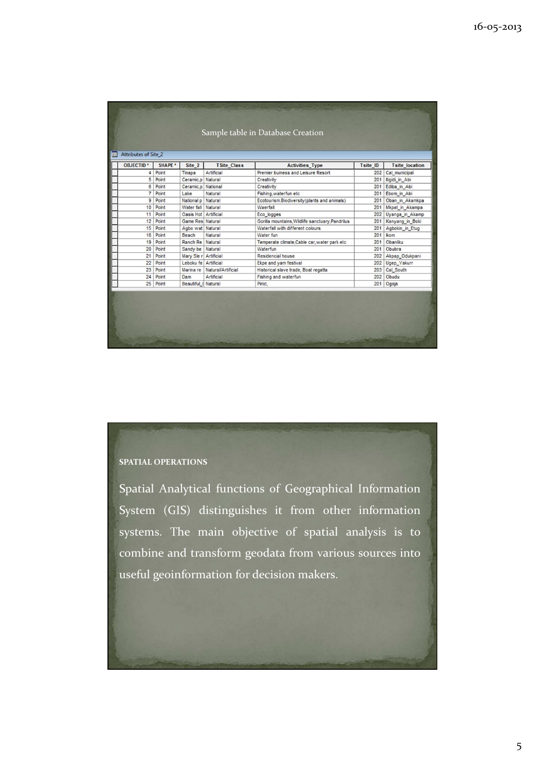Sample table in Database Creation

Attributes of Site_2

| OBJECTID * | SHAPE * | Site_2 | TSite_Class | Activities_Type | Tsite_ID | Tsite_location |
|---|---|---|---|---|---|---|
| 4 | Point | Tinapa | Artificial | Premier buiness and Leisure Resort | 202 | Cal_municipal |
| 5 | Point | Ceramic,p | Natural | Creativity | 201 | Itigidi_in_Abi |
| 6 | Point | Ceramic,p | National | Creativity | 201 | Ediba_in_Abi |
| 7 | Point | Lake | Natural | Fishing,waterfun etc | 201 | Ebom_in_Abi |
| 9 | Point | National p | Natural | Ecotourism.Biodiversity(plants and animals) | 201 | Oban_in_Akamkpa |
| 10 | Point | Water fall | Natural | Waerfall | 201 | Mkpat_in_Akampa |
| 11 | Point | Oasis Hot | Artificial | Eco_logges | 202 | Uyanga_in_Akamp |
| 12 | Point | Game Res | Natural | Gorilla mountains,Wildlife sanctuary,Pandrilus | 201 | Kanyang_in_Boki |
| 15 | Point | Agbo wat | Natural | Waterfall with different colours | 201 | Agbokin_in_Etug |
| 16 | Point | Beach | Natural | Water fun | 201 | Ikom |
| 19 | Point | Ranch Re | Natural | Temperate climate,Cable car,water park etc | 201 | Obanliku |
| 20 | Point | Sandy be | Natural | Waterfun | 201 | Obubra |
| 21 | Point | Mary Sle r | Artificial | Residencial house | 202 | Akpap_Odukpani |
| 22 | Point | Leboku fe | Artificial | Ekpe and yam festival | 202 | Ugep_Yakurr |
| 23 | Point | Marina re | Natural/Artificial | Historical slave trade, Boat regatta | 203 | Cal_South |
| 24 | Point | Dam | Artificial | Fishing and waterfun | 202 | Obudu |
| 25 | Point | Beautiful_l | Natural | Pinic, | 201 | Ogoja |

**SPATIAL OPERATIONS**

Spatial Analytical functions of Geographical Information System (GIS) distinguishes it from other information systems. The main objective of spatial analysis is to combine and transform geodata from various sources into useful geoinformation for decision makers.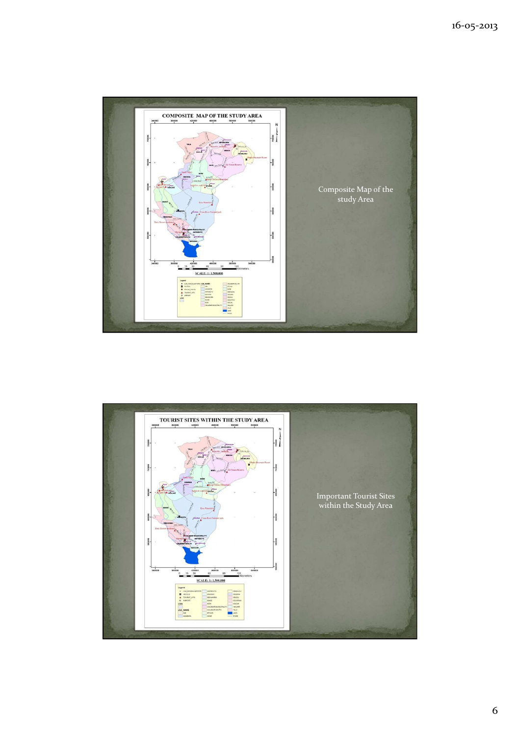COMPOSITE MAP OF THE STUDY AREA

Composite Map of the study Area

TOURIST SITES WITHIN THE STUDY AREA

Important Tourist Sites within the Study Area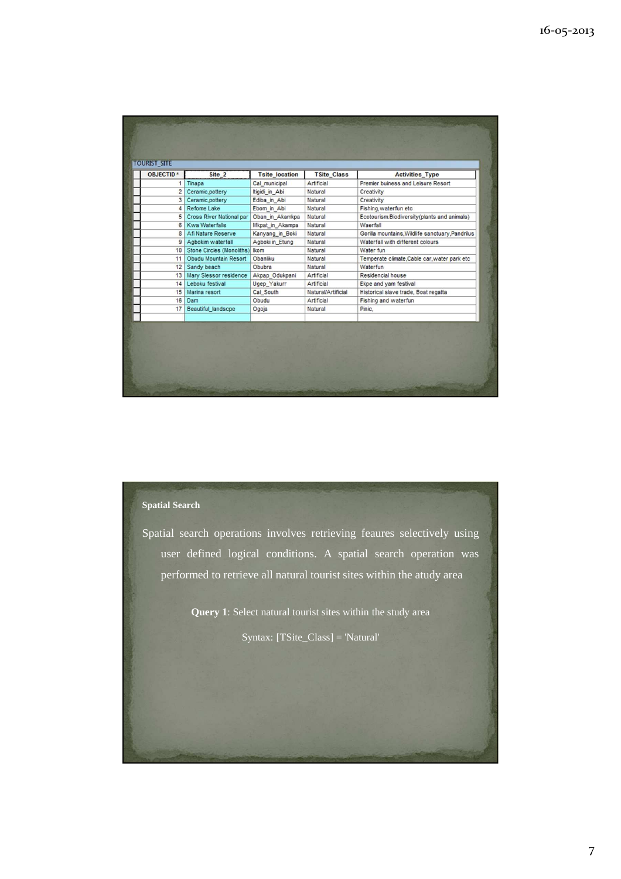TOURIST_SITE

| OBJECTID * | Site_2 | Tsite_location | TSite_Class | Activities_Type |
|---|---|---|---|---|
| 1 | Tinapa | Cal_municipal | Artificial | Premier buiness and Leisure Resort |
| 2 | Ceramic,pottery | Itigidi_in_Abi | Natural | Creativity |
| 3 | Ceramic,pottery | Ediba_in_Abi | Natural | Creativity |
| 4 | Refome Lake | Ebom_in_Abi | Natural | Fishing,waterfun etc |
| 5 | Cross River National par | Oban_in_Akamkpa | Natural | Ecotourism.Biodiversity(plants and animals) |
| 6 | Kwa Waterfalls | Mkpat_in_Akampa | Natural | Waerfall |
| 8 | Afi Nature Reserve | Kanyang_in_Boki | Natural | Gorilla mountains,Wildlife sanctuary,Pandrilus |
| 9 | Agbokim waterfall | Agboki in_Etung | Natural | Waterfall with different colours |
| 10 | Stone Circles (Monoliths) | Ikom | Natural | Water fun |
| 11 | Obudu Mountain Resort | Obanliku | Natural | Temperate climate,Cable car,water park etc |
| 12 | Sandy beach | Obubra | Natural | Waterfun |
| 13 | Mary Slessor residence | Akpap_Odukpani | Artificial | Residencial house |
| 14 | Leboku festival | Ugep_Yakurr | Artificial | Ekpe and yam festival |
| 15 | Marina resort | Cal_South | Natural/Artificial | Historical slave trade, Boat regatta |
| 16 | Dam | Obudu | Artificial | Fishing and waterfun |
| 17 | Beautiful_landscpe | Ogoja | Natural | Pinic, |

**Spatial Search**

Spatial search operations involves retrieving feaures selectively using user defined logical conditions. A spatial search operation was performed to retrieve all natural tourist sites within the atudy area

**Query 1**: Select natural tourist sites within the study area

Syntax: [TSite_Class] = 'Natural'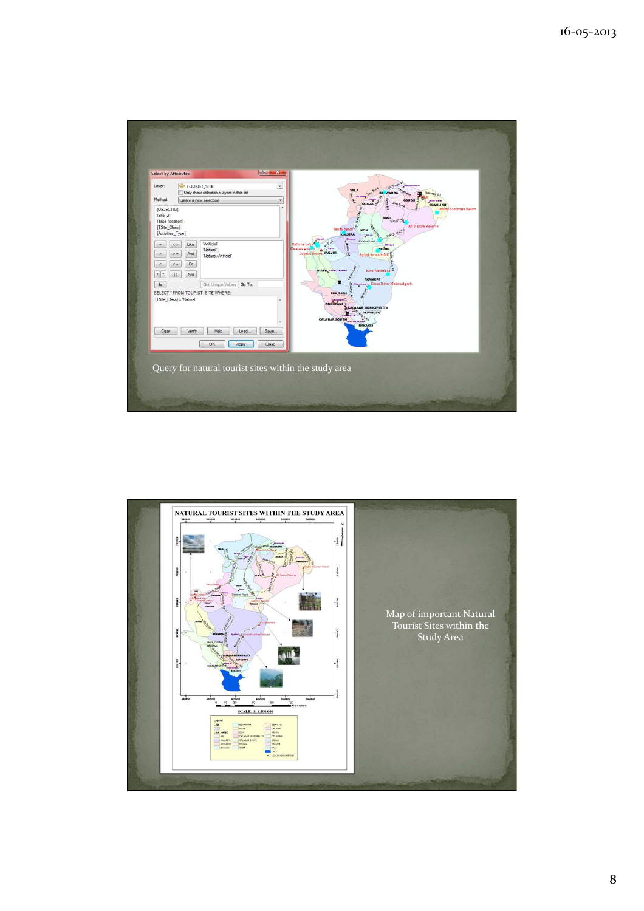Query for natural tourist sites within the study area

Map of important Natural Tourist Sites within the Study Area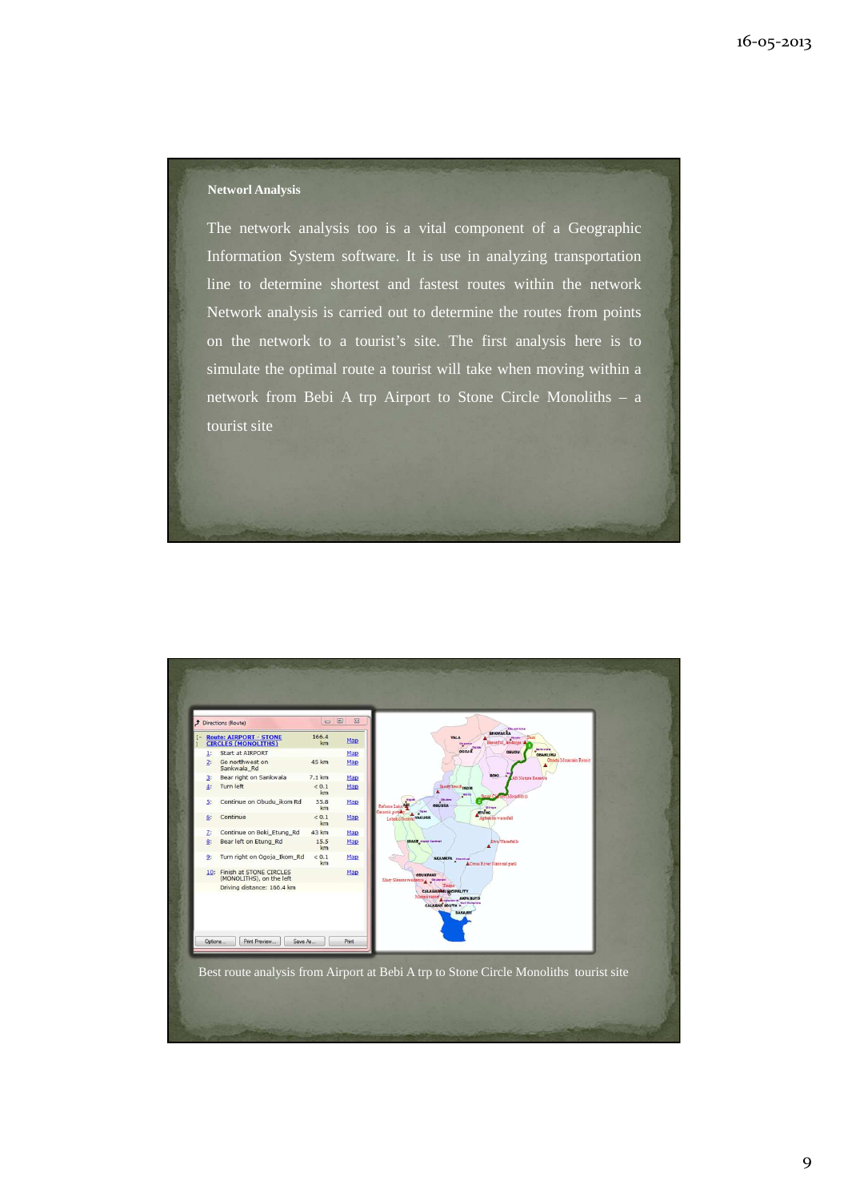**Networl Analysis**

The network analysis too is a vital component of a Geographic Information System software. It is use in analyzing transportation line to determine shortest and fastest routes within the network Network analysis is carried out to determine the routes from points on the network to a tourist's site. The first analysis here is to simulate the optimal route a tourist will take when moving within a network from Bebi A trp Airport to Stone Circle Monoliths – a tourist site

| | Route: AIRPORT - STONE CIRCLES (MONOLITHS) | 166.4 km | Map |
|---|---|---|---|
| 1: | Start at AIRPORT | | Map |
| 2: | Go northwest on Sankwala_Rd | 45 km | Map |
| 3: | Bear right on Sankwala | 7.1 km | Map |
| 4: | Turn left | < 0.1 km | Map |
| 5: | Continue on Obudu_ikom Rd | 55.8 km | Map |
| 6: | Continue | < 0.1 km | Map |
| 7: | Continue on Boki_Etung_Rd | 43 km | Map |
| 8: | Bear left on Etung_Rd | 15.5 km | Map |
| 9: | Turn right on Ogoja_Ikom_Rd | < 0.1 km | Map |
| 10: | Finish at STONE CIRCLES (MONOLITHS), on the left | | Map |
| | Driving distance: 166.4 km | | |

Best route analysis from Airport at Bebi A trp to Stone Circle Monoliths tourist site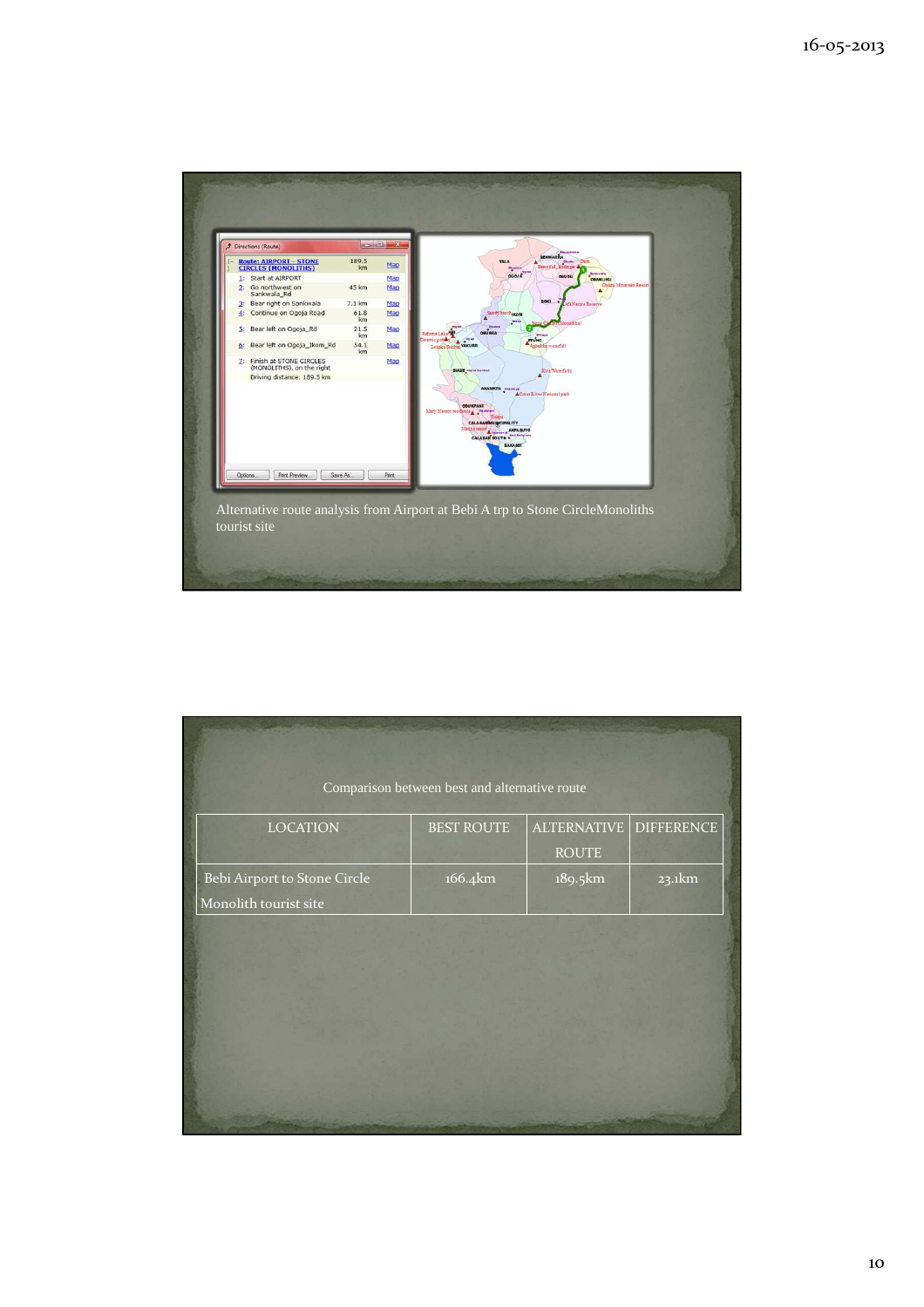Alternative route analysis from Airport at Bebi A trp to Stone CircleMonoliths tourist site

Comparison between best and alternative route

| LOCATION | BEST ROUTE | ALTERNATIVE ROUTE | DIFFERENCE |
|---|---|---|---|
| Bebi Airport to Stone Circle Monolith tourist site | 166.4km | 189.5km | 23.1km |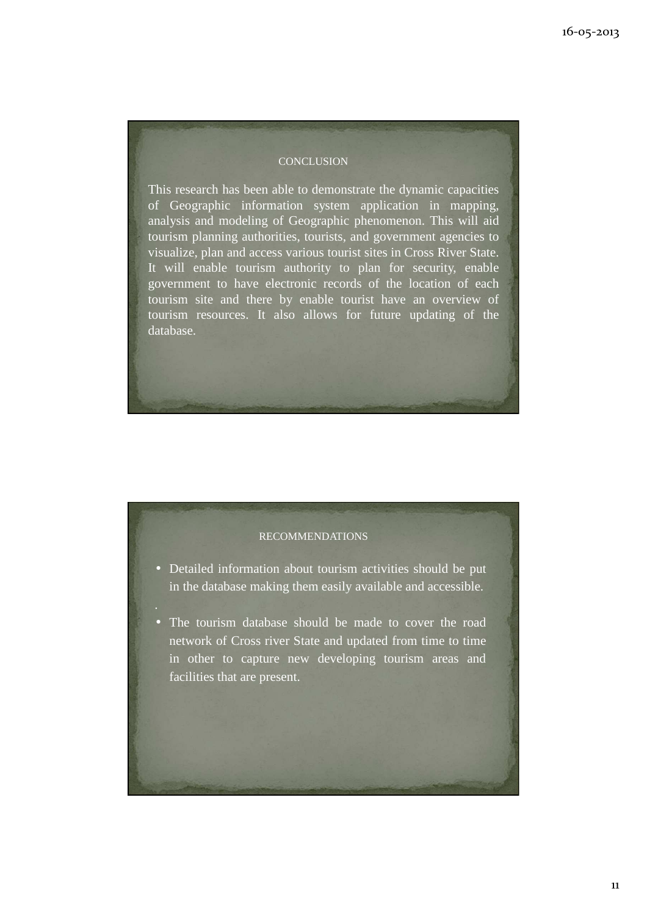## CONCLUSION

This research has been able to demonstrate the dynamic capacities of Geographic information system application in mapping, analysis and modeling of Geographic phenomenon. This will aid tourism planning authorities, tourists, and government agencies to visualize, plan and access various tourist sites in Cross River State. It will enable tourism authority to plan for security, enable government to have electronic records of the location of each tourism site and there by enable tourist have an overview of tourism resources. It also allows for future updating of the database.

## RECOMMENDATIONS

- Detailed information about tourism activities should be put in the database making them easily available and accessible.

.

- The tourism database should be made to cover the road network of Cross river State and updated from time to time in other to capture new developing tourism areas and facilities that are present.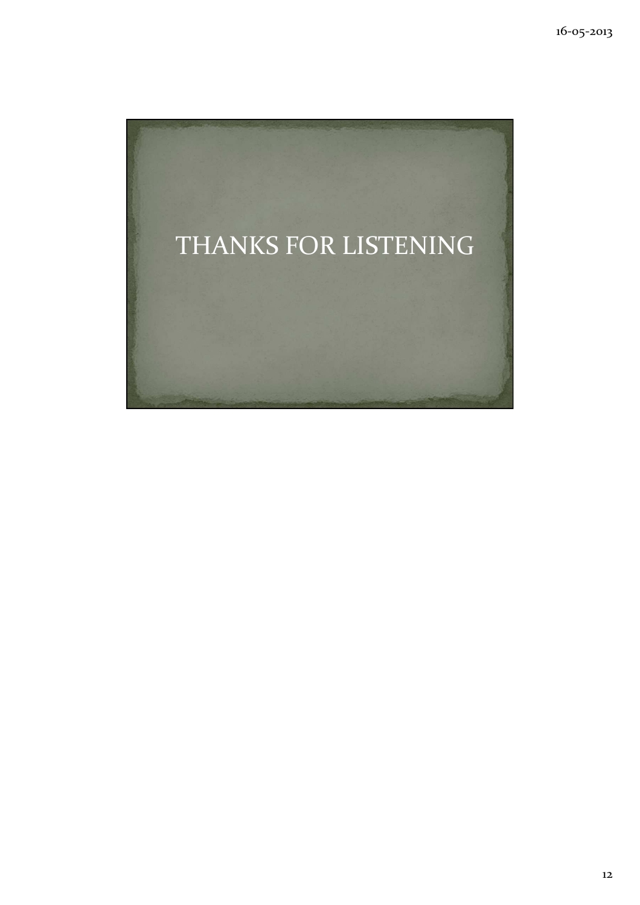THANKS FOR LISTENING